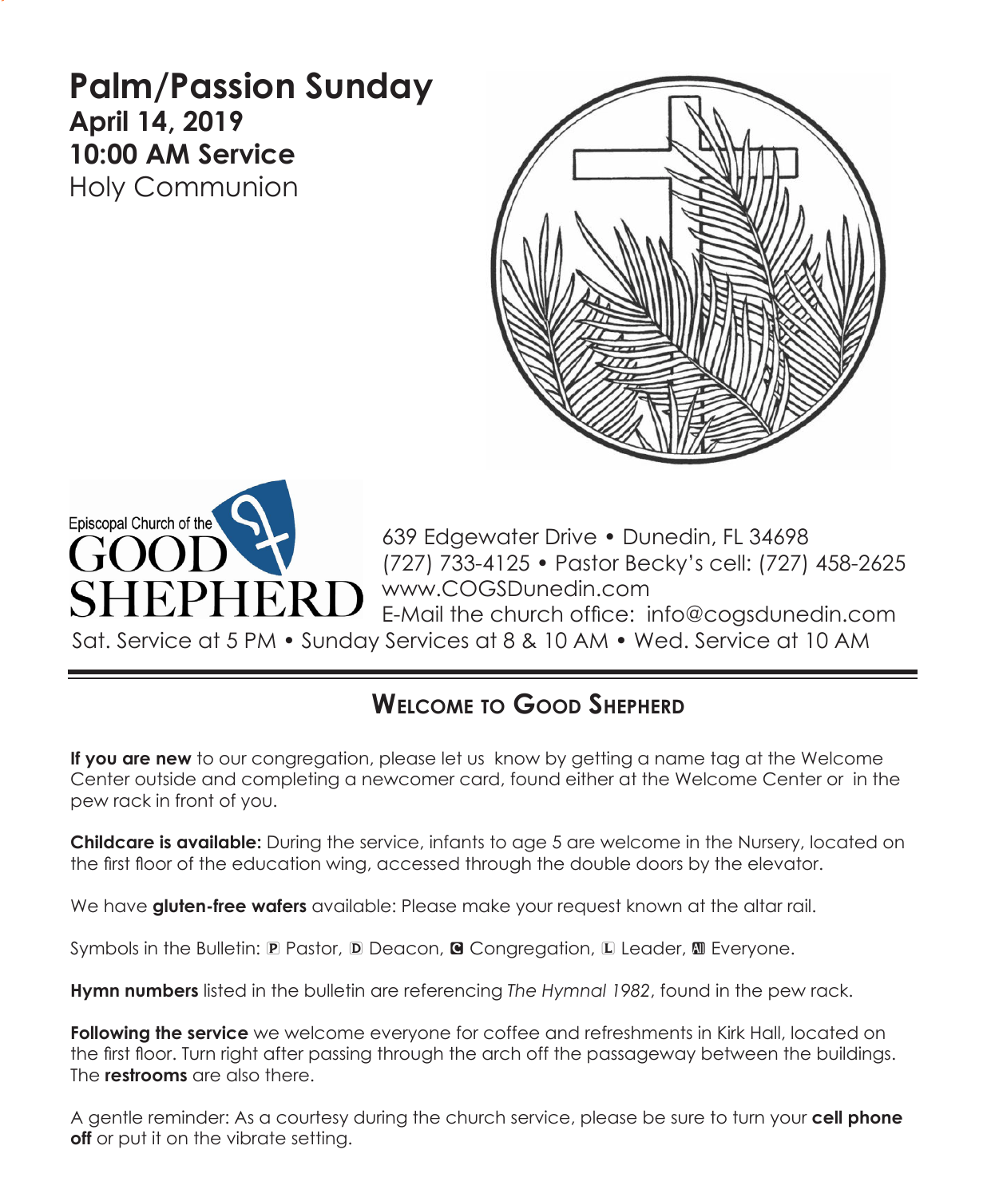# Palm/Passion Sunday

**April 14, 2019**

**10:00 AM Service**

Holy Communion

Episcopal Church of the GOOD SHEPHERD

639 Edgewater Drive • Dunedin, FL 34698
(727) 733-4125 • Pastor Becky's cell: (727) 458-2625
www.COGSDunedin.com
E-Mail the church office: info@cogsdunedin.com

Sat. Service at 5 PM • Sunday Services at 8 & 10 AM • Wed. Service at 10 AM

## Welcome to Good Shepherd

**If you are new** to our congregation, please let us know by getting a name tag at the Welcome Center outside and completing a newcomer card, found either at the Welcome Center or in the pew rack in front of you.

**Childcare is available:** During the service, infants to age 5 are welcome in the Nursery, located on the first floor of the education wing, accessed through the double doors by the elevator.

We have **gluten-free wafers** available: Please make your request known at the altar rail.

Symbols in the Bulletin: P Pastor, D Deacon, C Congregation, L Leader, All Everyone.

**Hymn numbers** listed in the bulletin are referencing *The Hymnal 1982*, found in the pew rack.

**Following the service** we welcome everyone for coffee and refreshments in Kirk Hall, located on the first floor. Turn right after passing through the arch off the passageway between the buildings. The **restrooms** are also there.

A gentle reminder: As a courtesy during the church service, please be sure to turn your **cell phone off** or put it on the vibrate setting.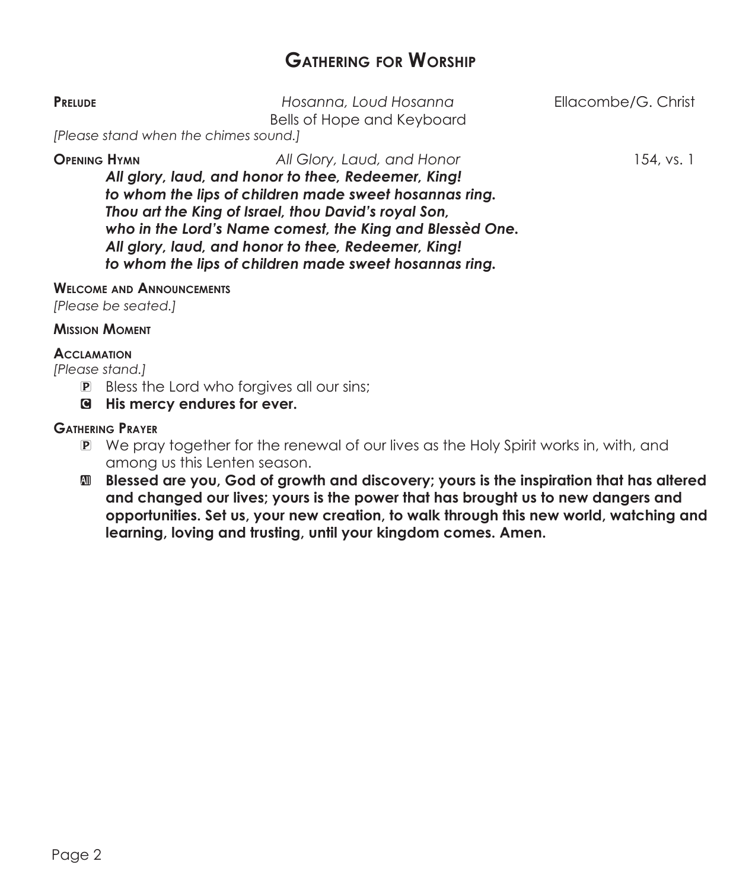# Gathering for Worship

**Prelude** *Hosanna, Loud Hosanna* Ellacombe/G. Christ
Bells of Hope and Keyboard

*[Please stand when the chimes sound.]*

**Opening Hymn** *All Glory, Laud, and Honor* 154, vs. 1

***All glory, laud, and honor to thee, Redeemer, King!***
***to whom the lips of children made sweet hosannas ring.***
***Thou art the King of Israel, thou David's royal Son,***
***who in the Lord's Name comest, the King and Blessèd One.***
***All glory, laud, and honor to thee, Redeemer, King!***
***to whom the lips of children made sweet hosannas ring.***

**Welcome and Announcements**

*[Please be seated.]*

**Mission Moment**

**Acclamation**

*[Please stand.]*

P Bless the Lord who forgives all our sins;

**C His mercy endures for ever.**

**Gathering Prayer**

P We pray together for the renewal of our lives as the Holy Spirit works in, with, and among us this Lenten season.

**All Blessed are you, God of growth and discovery; yours is the inspiration that has altered and changed our lives; yours is the power that has brought us to new dangers and opportunities. Set us, your new creation, to walk through this new world, watching and learning, loving and trusting, until your kingdom comes. Amen.**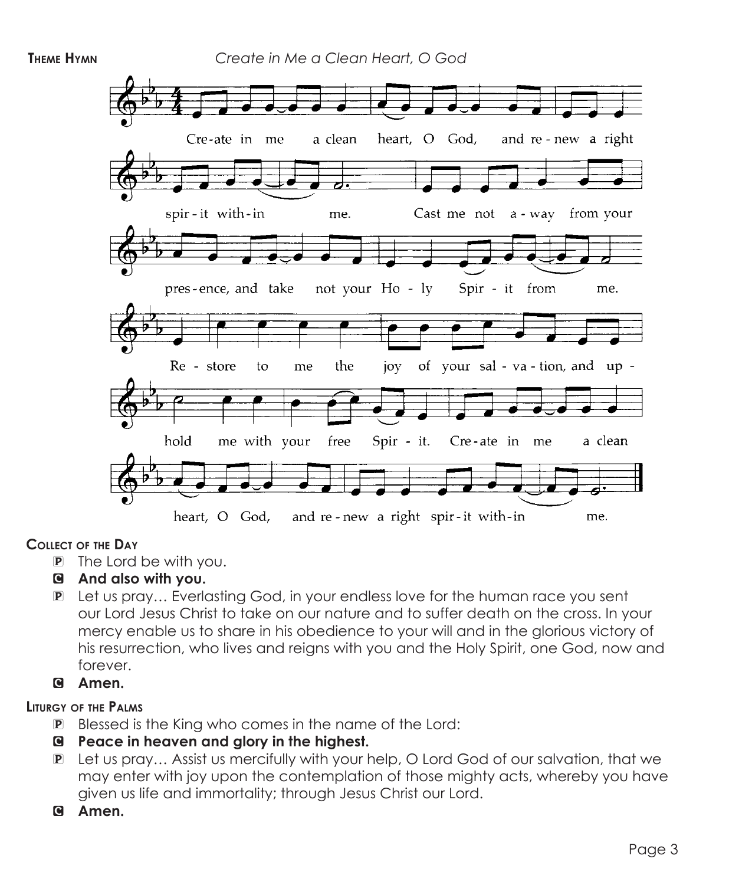**Theme Hymn** *Create in Me a Clean Heart, O God*

Create in me a clean heart, O God, and renew a right spirit within me. Cast me not away from your presence, and take not your Holy Spirit from me. Restore to me the joy of your salvation, and uphold me with your free Spirit. Create in me a clean heart, O God, and renew a right spirit within me.

**Collect of the Day**

- P The Lord be with you.
- C **And also with you.**
- P Let us pray… Everlasting God, in your endless love for the human race you sent our Lord Jesus Christ to take on our nature and to suffer death on the cross. In your mercy enable us to share in his obedience to your will and in the glorious victory of his resurrection, who lives and reigns with you and the Holy Spirit, one God, now and forever.
- C **Amen.**

**Liturgy of the Palms**

- P Blessed is the King who comes in the name of the Lord:
- C **Peace in heaven and glory in the highest.**
- P Let us pray… Assist us mercifully with your help, O Lord God of our salvation, that we may enter with joy upon the contemplation of those mighty acts, whereby you have given us life and immortality; through Jesus Christ our Lord.
- C **Amen.**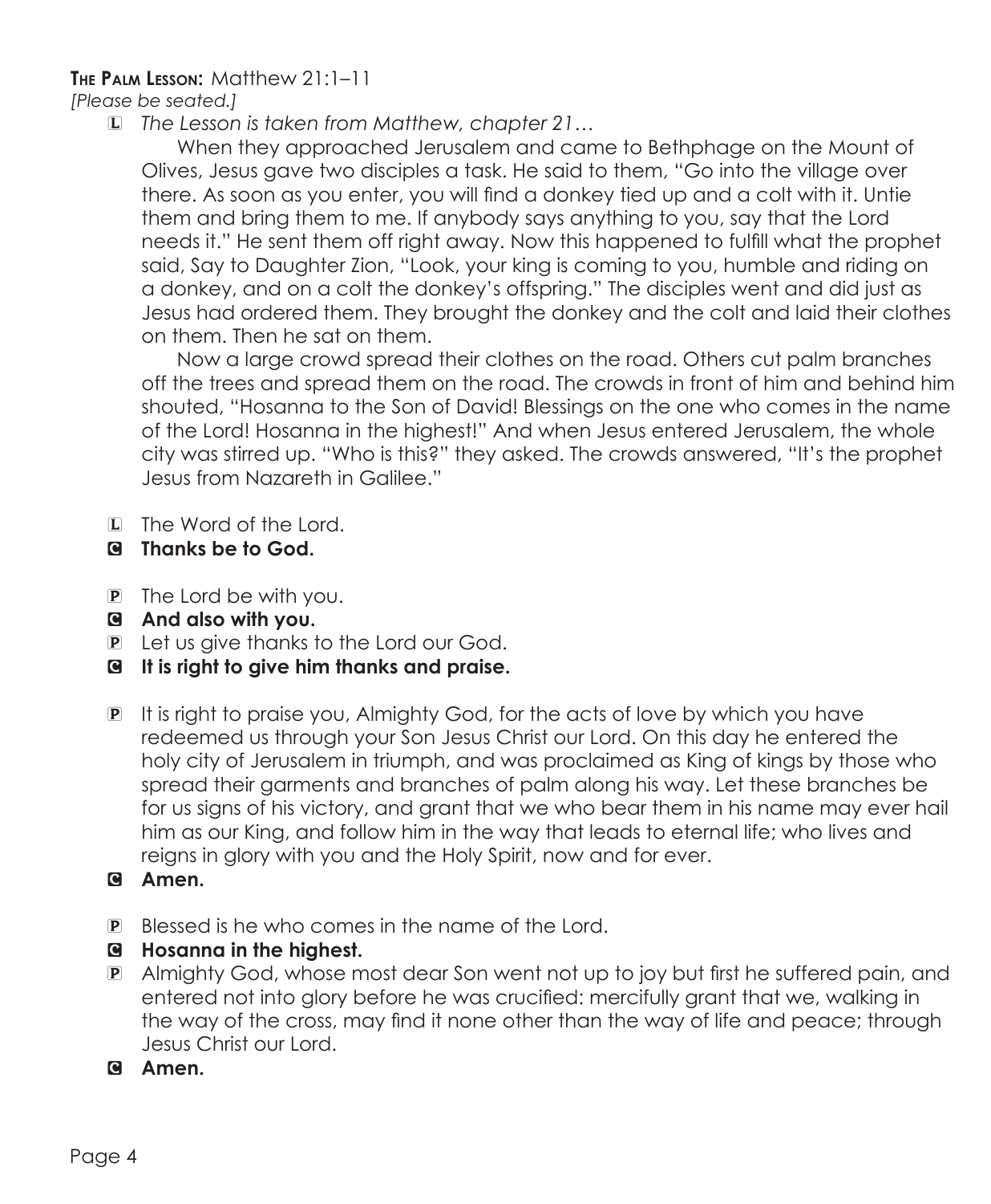**The Palm Lesson:** Matthew 21:1–11

*[Please be seated.]*

L *The Lesson is taken from Matthew, chapter 21…*

When they approached Jerusalem and came to Bethphage on the Mount of Olives, Jesus gave two disciples a task. He said to them, "Go into the village over there. As soon as you enter, you will find a donkey tied up and a colt with it. Untie them and bring them to me. If anybody says anything to you, say that the Lord needs it." He sent them off right away. Now this happened to fulfill what the prophet said, Say to Daughter Zion, "Look, your king is coming to you, humble and riding on a donkey, and on a colt the donkey's offspring." The disciples went and did just as Jesus had ordered them. They brought the donkey and the colt and laid their clothes on them. Then he sat on them.

Now a large crowd spread their clothes on the road. Others cut palm branches off the trees and spread them on the road. The crowds in front of him and behind him shouted, "Hosanna to the Son of David! Blessings on the one who comes in the name of the Lord! Hosanna in the highest!" And when Jesus entered Jerusalem, the whole city was stirred up. "Who is this?" they asked. The crowds answered, "It's the prophet Jesus from Nazareth in Galilee."

L The Word of the Lord.

C **Thanks be to God.**

P The Lord be with you.

C **And also with you.**

P Let us give thanks to the Lord our God.

C **It is right to give him thanks and praise.**

P It is right to praise you, Almighty God, for the acts of love by which you have redeemed us through your Son Jesus Christ our Lord. On this day he entered the holy city of Jerusalem in triumph, and was proclaimed as King of kings by those who spread their garments and branches of palm along his way. Let these branches be for us signs of his victory, and grant that we who bear them in his name may ever hail him as our King, and follow him in the way that leads to eternal life; who lives and reigns in glory with you and the Holy Spirit, now and for ever.

C **Amen.**

P Blessed is he who comes in the name of the Lord.

C **Hosanna in the highest.**

P Almighty God, whose most dear Son went not up to joy but first he suffered pain, and entered not into glory before he was crucified: mercifully grant that we, walking in the way of the cross, may find it none other than the way of life and peace; through Jesus Christ our Lord.

C **Amen.**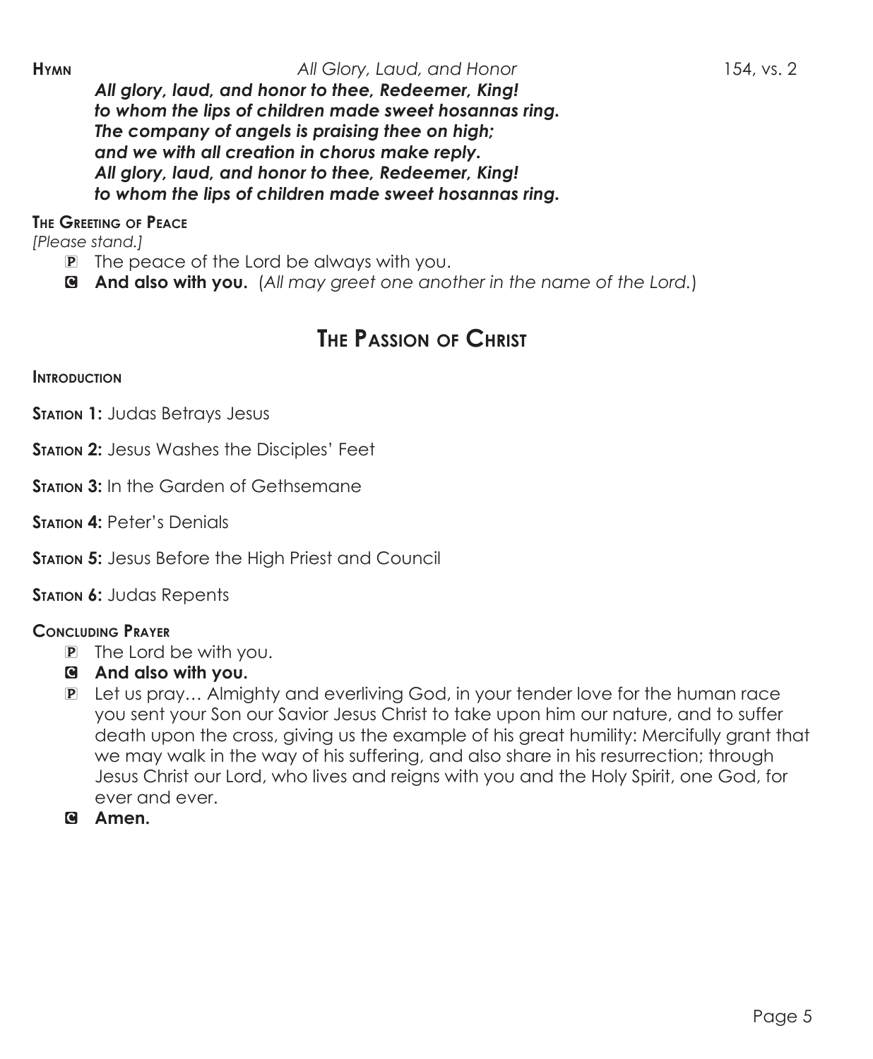**Hymn** *All Glory, Laud, and Honor* 154, vs. 2

***All glory, laud, and honor to thee, Redeemer, King!***
***to whom the lips of children made sweet hosannas ring.***
***The company of angels is praising thee on high;***
***and we with all creation in chorus make reply.***
***All glory, laud, and honor to thee, Redeemer, King!***
***to whom the lips of children made sweet hosannas ring.***

**The Greeting of Peace**

*[Please stand.]*

P The peace of the Lord be always with you.

C **And also with you.** (*All may greet one another in the name of the Lord.*)

## The Passion of Christ

**Introduction**

**Station 1:** Judas Betrays Jesus

**Station 2:** Jesus Washes the Disciples' Feet

**Station 3:** In the Garden of Gethsemane

**Station 4:** Peter's Denials

**Station 5:** Jesus Before the High Priest and Council

**Station 6:** Judas Repents

**Concluding Prayer**

P The Lord be with you.

C **And also with you.**

P Let us pray… Almighty and everliving God, in your tender love for the human race you sent your Son our Savior Jesus Christ to take upon him our nature, and to suffer death upon the cross, giving us the example of his great humility: Mercifully grant that we may walk in the way of his suffering, and also share in his resurrection; through Jesus Christ our Lord, who lives and reigns with you and the Holy Spirit, one God, for ever and ever.

C **Amen.**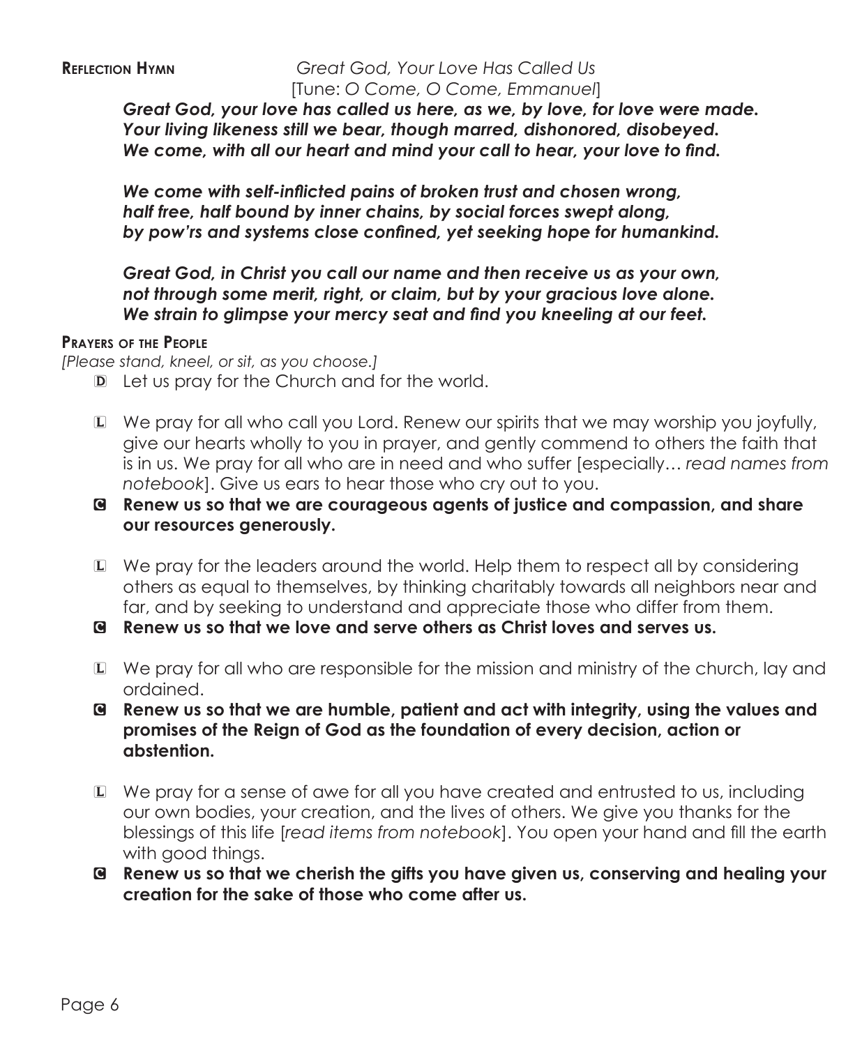**Reflection Hymn** *Great God, Your Love Has Called Us*
[Tune: *O Come, O Come, Emmanuel*]

***Great God, your love has called us here, as we, by love, for love were made.***
***Your living likeness still we bear, though marred, dishonored, disobeyed.***
***We come, with all our heart and mind your call to hear, your love to find.***

***We come with self-inflicted pains of broken trust and chosen wrong,***
***half free, half bound by inner chains, by social forces swept along,***
***by pow'rs and systems close confined, yet seeking hope for humankind.***

***Great God, in Christ you call our name and then receive us as your own,***
***not through some merit, right, or claim, but by your gracious love alone.***
***We strain to glimpse your mercy seat and find you kneeling at our feet.***

**Prayers of the People**

*[Please stand, kneel, or sit, as you choose.]*

D Let us pray for the Church and for the world.

L We pray for all who call you Lord. Renew our spirits that we may worship you joyfully, give our hearts wholly to you in prayer, and gently commend to others the faith that is in us. We pray for all who are in need and who suffer [especially… *read names from notebook*]. Give us ears to hear those who cry out to you.

**C Renew us so that we are courageous agents of justice and compassion, and share our resources generously.**

L We pray for the leaders around the world. Help them to respect all by considering others as equal to themselves, by thinking charitably towards all neighbors near and far, and by seeking to understand and appreciate those who differ from them.

**C Renew us so that we love and serve others as Christ loves and serves us.**

L We pray for all who are responsible for the mission and ministry of the church, lay and ordained.

**C Renew us so that we are humble, patient and act with integrity, using the values and promises of the Reign of God as the foundation of every decision, action or abstention.**

L We pray for a sense of awe for all you have created and entrusted to us, including our own bodies, your creation, and the lives of others. We give you thanks for the blessings of this life [*read items from notebook*]. You open your hand and fill the earth with good things.

**C Renew us so that we cherish the gifts you have given us, conserving and healing your creation for the sake of those who come after us.**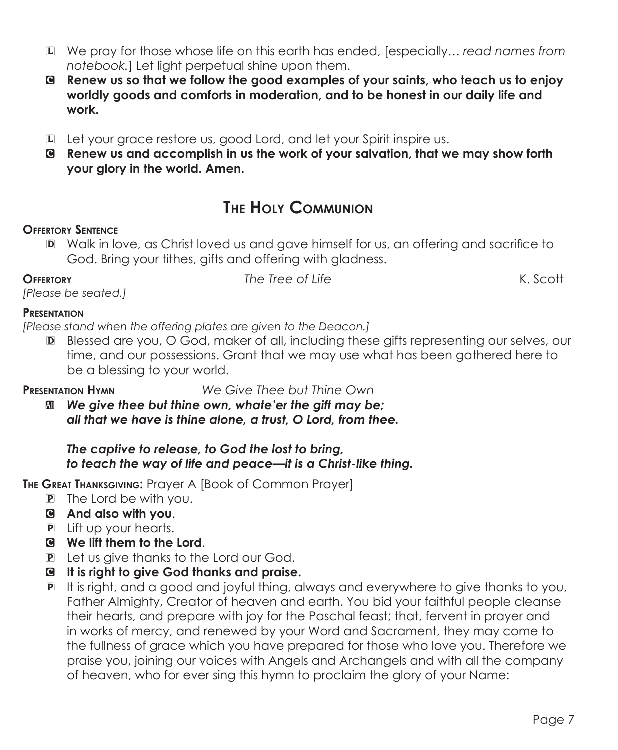L We pray for those whose life on this earth has ended, [especially… *read names from notebook.*] Let light perpetual shine upon them.

C **Renew us so that we follow the good examples of your saints, who teach us to enjoy worldly goods and comforts in moderation, and to be honest in our daily life and work.**

L Let your grace restore us, good Lord, and let your Spirit inspire us.

C **Renew us and accomplish in us the work of your salvation, that we may show forth your glory in the world. Amen.**

## The Holy Communion

**Offertory Sentence**

D Walk in love, as Christ loved us and gave himself for us, an offering and sacrifice to God. Bring your tithes, gifts and offering with gladness.

**Offertory** *The Tree of Life* K. Scott

*[Please be seated.]*

**Presentation**

*[Please stand when the offering plates are given to the Deacon.]*

D Blessed are you, O God, maker of all, including these gifts representing our selves, our time, and our possessions. Grant that we may use what has been gathered here to be a blessing to your world.

**Presentation Hymn** *We Give Thee but Thine Own*

All ***We give thee but thine own, whate'er the gift may be;***
***all that we have is thine alone, a trust, O Lord, from thee.***

***The captive to release, to God the lost to bring,***
***to teach the way of life and peace—it is a Christ-like thing.***

**The Great Thanksgiving:** Prayer A [Book of Common Prayer]

P The Lord be with you.

C **And also with you**.

P Lift up your hearts.

C **We lift them to the Lord**.

P Let us give thanks to the Lord our God.

C **It is right to give God thanks and praise.**

P It is right, and a good and joyful thing, always and everywhere to give thanks to you, Father Almighty, Creator of heaven and earth. You bid your faithful people cleanse their hearts, and prepare with joy for the Paschal feast; that, fervent in prayer and in works of mercy, and renewed by your Word and Sacrament, they may come to the fullness of grace which you have prepared for those who love you. Therefore we praise you, joining our voices with Angels and Archangels and with all the company of heaven, who for ever sing this hymn to proclaim the glory of your Name: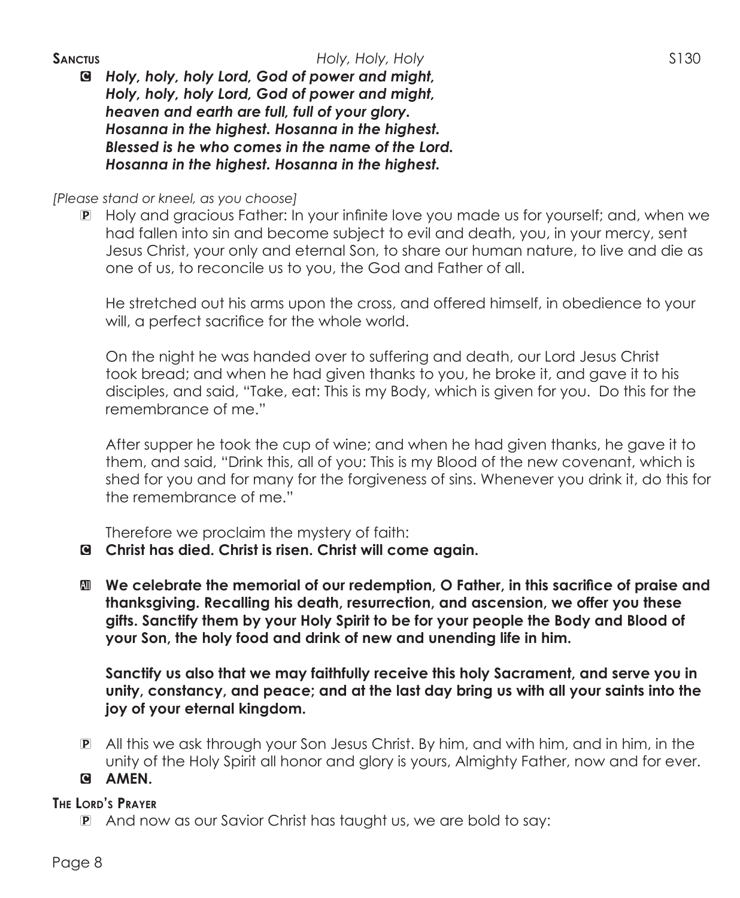**Sanctus** *Holy, Holy, Holy* S130

C ***Holy, holy, holy Lord, God of power and might,***
***Holy, holy, holy Lord, God of power and might,***
***heaven and earth are full, full of your glory.***
***Hosanna in the highest. Hosanna in the highest.***
***Blessed is he who comes in the name of the Lord.***
***Hosanna in the highest. Hosanna in the highest.***

*[Please stand or kneel, as you choose]*

P Holy and gracious Father: In your infinite love you made us for yourself; and, when we had fallen into sin and become subject to evil and death, you, in your mercy, sent Jesus Christ, your only and eternal Son, to share our human nature, to live and die as one of us, to reconcile us to you, the God and Father of all.

He stretched out his arms upon the cross, and offered himself, in obedience to your will, a perfect sacrifice for the whole world.

On the night he was handed over to suffering and death, our Lord Jesus Christ took bread; and when he had given thanks to you, he broke it, and gave it to his disciples, and said, "Take, eat: This is my Body, which is given for you. Do this for the remembrance of me."

After supper he took the cup of wine; and when he had given thanks, he gave it to them, and said, "Drink this, all of you: This is my Blood of the new covenant, which is shed for you and for many for the forgiveness of sins. Whenever you drink it, do this for the remembrance of me."

Therefore we proclaim the mystery of faith:

C **Christ has died. Christ is risen. Christ will come again.**

All **We celebrate the memorial of our redemption, O Father, in this sacrifice of praise and thanksgiving. Recalling his death, resurrection, and ascension, we offer you these gifts. Sanctify them by your Holy Spirit to be for your people the Body and Blood of your Son, the holy food and drink of new and unending life in him.**

**Sanctify us also that we may faithfully receive this holy Sacrament, and serve you in unity, constancy, and peace; and at the last day bring us with all your saints into the joy of your eternal kingdom.**

P All this we ask through your Son Jesus Christ. By him, and with him, and in him, in the unity of the Holy Spirit all honor and glory is yours, Almighty Father, now and for ever.

C **AMEN.**

**The Lord's Prayer**

P And now as our Savior Christ has taught us, we are bold to say: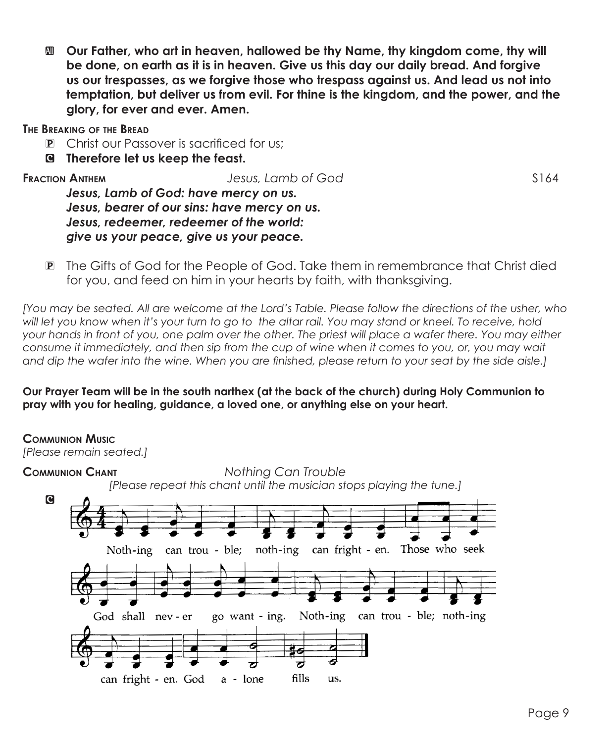**All** **Our Father, who art in heaven, hallowed be thy Name, thy kingdom come, thy will be done, on earth as it is in heaven. Give us this day our daily bread. And forgive us our trespasses, as we forgive those who trespass against us. And lead us not into temptation, but deliver us from evil. For thine is the kingdom, and the power, and the glory, for ever and ever. Amen.**

**The Breaking of the Bread**

P Christ our Passover is sacrificed for us;

C **Therefore let us keep the feast.**

**Fraction Anthem** *Jesus, Lamb of God* S164

***Jesus, Lamb of God: have mercy on us.***
***Jesus, bearer of our sins: have mercy on us.***
***Jesus, redeemer, redeemer of the world:***
***give us your peace, give us your peace.***

P The Gifts of God for the People of God. Take them in remembrance that Christ died for you, and feed on him in your hearts by faith, with thanksgiving.

*[You may be seated. All are welcome at the Lord's Table. Please follow the directions of the usher, who will let you know when it's your turn to go to the altar rail. You may stand or kneel. To receive, hold your hands in front of you, one palm over the other. The priest will place a wafer there. You may either consume it immediately, and then sip from the cup of wine when it comes to you, or, you may wait and dip the wafer into the wine. When you are finished, please return to your seat by the side aisle.]*

**Our Prayer Team will be in the south narthex (at the back of the church) during Holy Communion to pray with you for healing, guidance, a loved one, or anything else on your heart.**

**Communion Music**

*[Please remain seated.]*

**Communion Chant** *Nothing Can Trouble*

*[Please repeat this chant until the musician stops playing the tune.]*

C

Noth-ing can trou - ble; noth-ing can fright - en. Those who seek God shall nev - er go want - ing. Noth-ing can trou - ble; noth-ing can fright - en. God a - lone fills us.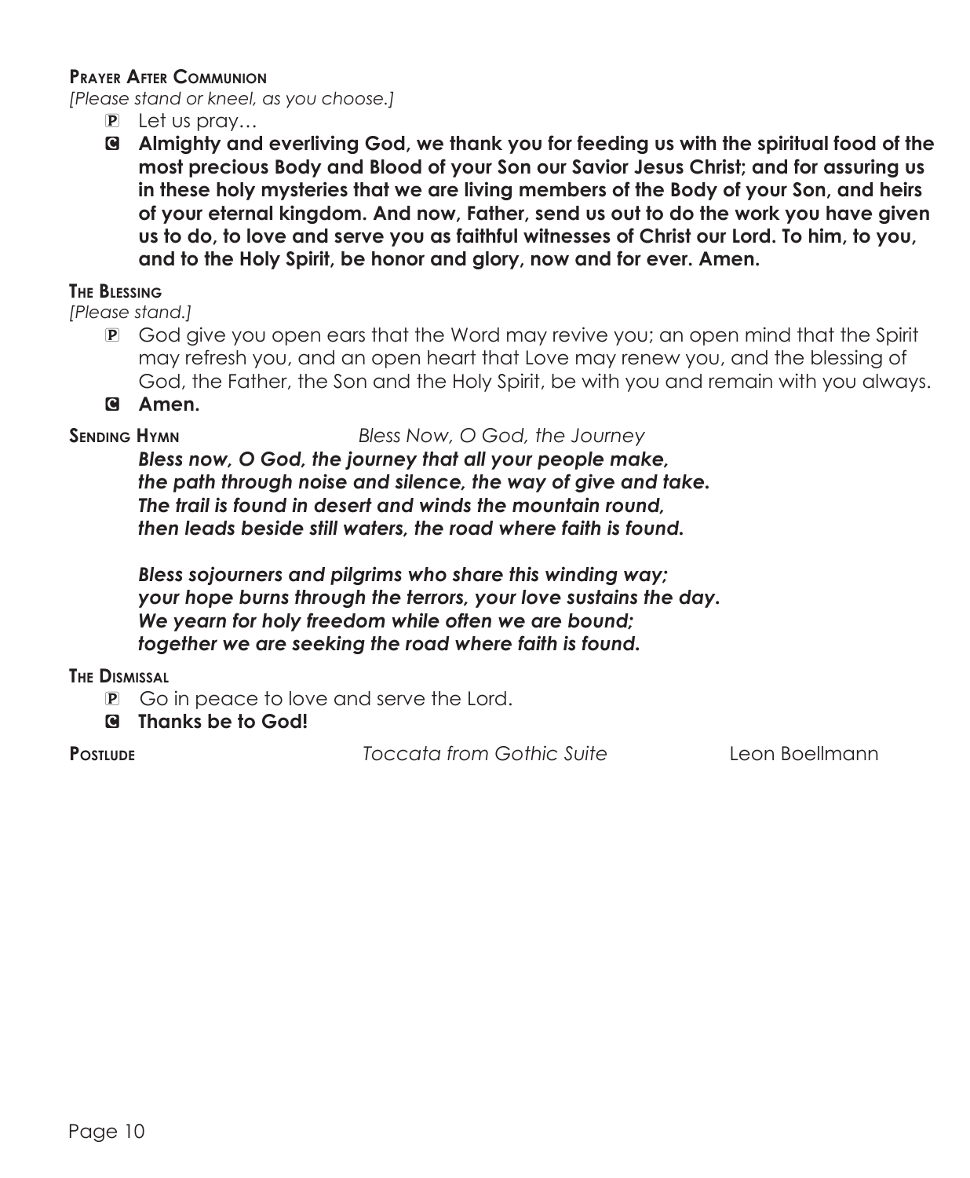**Prayer After Communion**

*[Please stand or kneel, as you choose.]*

P Let us pray…

C **Almighty and everliving God, we thank you for feeding us with the spiritual food of the most precious Body and Blood of your Son our Savior Jesus Christ; and for assuring us in these holy mysteries that we are living members of the Body of your Son, and heirs of your eternal kingdom. And now, Father, send us out to do the work you have given us to do, to love and serve you as faithful witnesses of Christ our Lord. To him, to you, and to the Holy Spirit, be honor and glory, now and for ever. Amen.**

**The Blessing**

*[Please stand.]*

P God give you open ears that the Word may revive you; an open mind that the Spirit may refresh you, and an open heart that Love may renew you, and the blessing of God, the Father, the Son and the Holy Spirit, be with you and remain with you always.

C **Amen.**

**Sending Hymn** *Bless Now, O God, the Journey*

***Bless now, O God, the journey that all your people make,***
***the path through noise and silence, the way of give and take.***
***The trail is found in desert and winds the mountain round,***
***then leads beside still waters, the road where faith is found.***

***Bless sojourners and pilgrims who share this winding way;***
***your hope burns through the terrors, your love sustains the day.***
***We yearn for holy freedom while often we are bound;***
***together we are seeking the road where faith is found.***

**The Dismissal**

P Go in peace to love and serve the Lord.

C **Thanks be to God!**

**Postlude** *Toccata from Gothic Suite* Leon Boellmann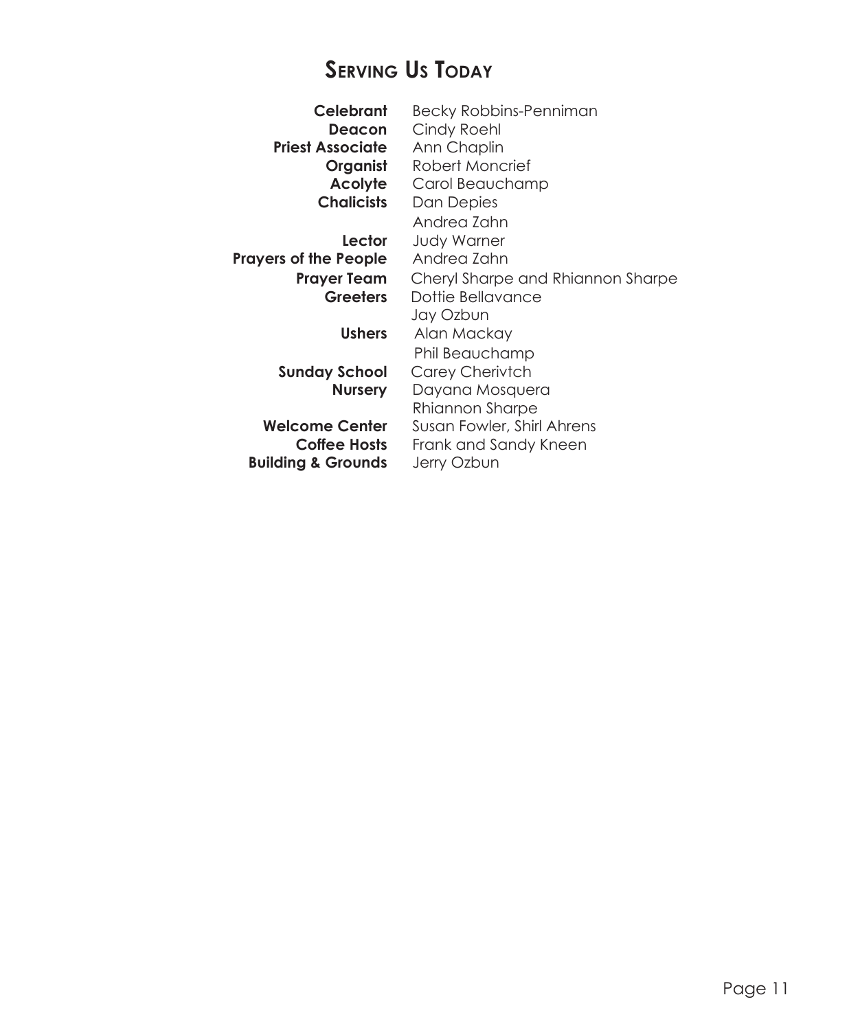## Serving Us Today

| | |
|---|---|
| **Celebrant** | Becky Robbins-Penniman |
| **Deacon** | Cindy Roehl |
| **Priest Associate** | Ann Chaplin |
| **Organist** | Robert Moncrief |
| **Acolyte** | Carol Beauchamp |
| **Chalicists** | Dan Depies |
| | Andrea Zahn |
| **Lector** | Judy Warner |
| **Prayers of the People** | Andrea Zahn |
| **Prayer Team** | Cheryl Sharpe and Rhiannon Sharpe |
| **Greeters** | Dottie Bellavance |
| | Jay Ozbun |
| **Ushers** | Alan Mackay |
| | Phil Beauchamp |
| **Sunday School** | Carey Cherivtch |
| **Nursery** | Dayana Mosquera |
| | Rhiannon Sharpe |
| **Welcome Center** | Susan Fowler, Shirl Ahrens |
| **Coffee Hosts** | Frank and Sandy Kneen |
| **Building & Grounds** | Jerry Ozbun |